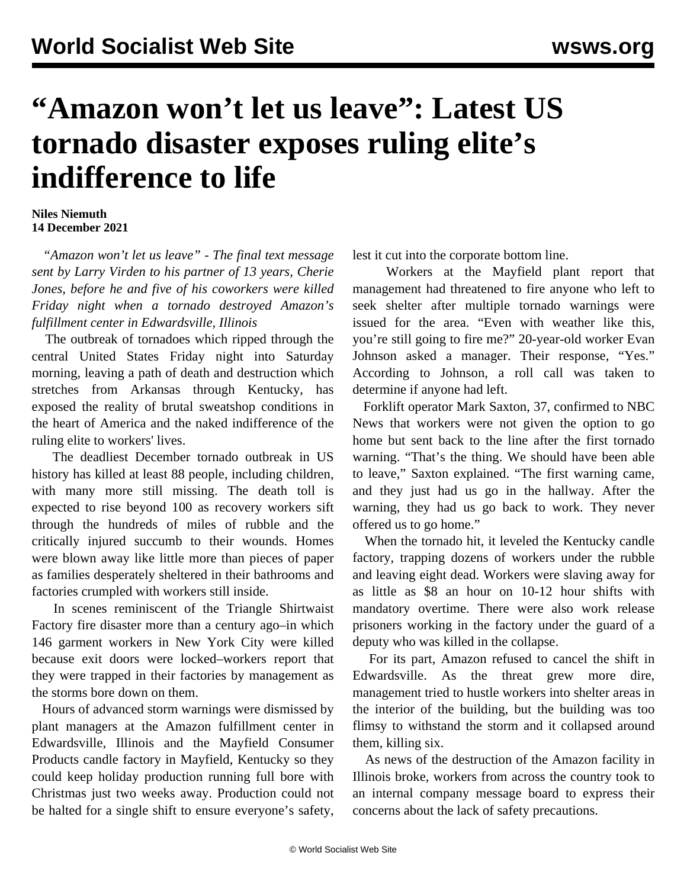# "Amazon won't let us leave": Latest US tornado disaster exposes ruling elite's indifference to life

**Niles Niemuth**
**14 December 2021**

*"Amazon won't let us leave" - The final text message sent by Larry Virden to his partner of 13 years, Cherie Jones, before he and five of his coworkers were killed Friday night when a tornado destroyed Amazon's fulfillment center in Edwardsville, Illinois*

The outbreak of tornadoes which ripped through the central United States Friday night into Saturday morning, leaving a path of death and destruction which stretches from Arkansas through Kentucky, has exposed the reality of brutal sweatshop conditions in the heart of America and the naked indifference of the ruling elite to workers' lives.

The deadliest December tornado outbreak in US history has killed at least 88 people, including children, with many more still missing. The death toll is expected to rise beyond 100 as recovery workers sift through the hundreds of miles of rubble and the critically injured succumb to their wounds. Homes were blown away like little more than pieces of paper as families desperately sheltered in their bathrooms and factories crumpled with workers still inside.

In scenes reminiscent of the Triangle Shirtwaist Factory fire disaster more than a century ago–in which 146 garment workers in New York City were killed because exit doors were locked–workers report that they were trapped in their factories by management as the storms bore down on them.

Hours of advanced storm warnings were dismissed by plant managers at the Amazon fulfillment center in Edwardsville, Illinois and the Mayfield Consumer Products candle factory in Mayfield, Kentucky so they could keep holiday production running full bore with Christmas just two weeks away. Production could not be halted for a single shift to ensure everyone's safety, lest it cut into the corporate bottom line.

Workers at the Mayfield plant report that management had threatened to fire anyone who left to seek shelter after multiple tornado warnings were issued for the area. "Even with weather like this, you're still going to fire me?" 20-year-old worker Evan Johnson asked a manager. Their response, "Yes." According to Johnson, a roll call was taken to determine if anyone had left.

Forklift operator Mark Saxton, 37, confirmed to NBC News that workers were not given the option to go home but sent back to the line after the first tornado warning. "That's the thing. We should have been able to leave," Saxton explained. "The first warning came, and they just had us go in the hallway. After the warning, they had us go back to work. They never offered us to go home."

When the tornado hit, it leveled the Kentucky candle factory, trapping dozens of workers under the rubble and leaving eight dead. Workers were slaving away for as little as $8 an hour on 10-12 hour shifts with mandatory overtime. There were also work release prisoners working in the factory under the guard of a deputy who was killed in the collapse.

For its part, Amazon refused to cancel the shift in Edwardsville. As the threat grew more dire, management tried to hustle workers into shelter areas in the interior of the building, but the building was too flimsy to withstand the storm and it collapsed around them, killing six.

As news of the destruction of the Amazon facility in Illinois broke, workers from across the country took to an internal company message board to express their concerns about the lack of safety precautions.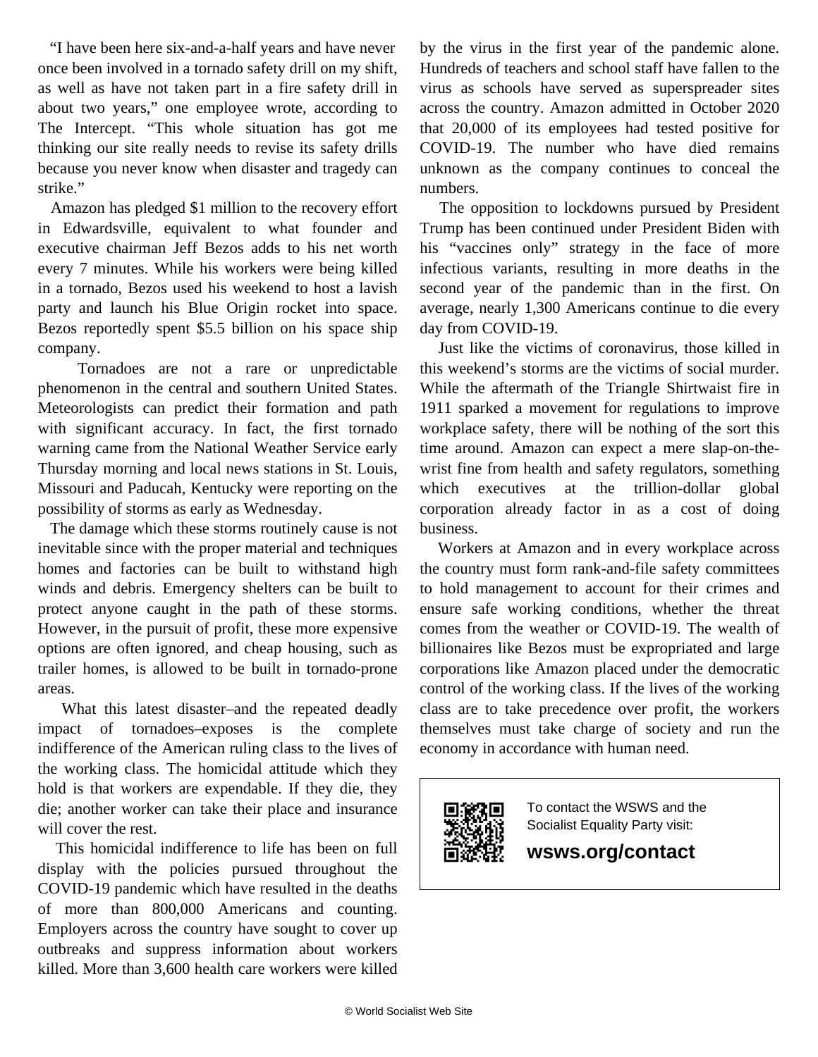"I have been here six-and-a-half years and have never once been involved in a tornado safety drill on my shift, as well as have not taken part in a fire safety drill in about two years," one employee wrote, according to The Intercept. "This whole situation has got me thinking our site really needs to revise its safety drills because you never know when disaster and tragedy can strike."

Amazon has pledged $1 million to the recovery effort in Edwardsville, equivalent to what founder and executive chairman Jeff Bezos adds to his net worth every 7 minutes. While his workers were being killed in a tornado, Bezos used his weekend to host a lavish party and launch his Blue Origin rocket into space. Bezos reportedly spent $5.5 billion on his space ship company.

Tornadoes are not a rare or unpredictable phenomenon in the central and southern United States. Meteorologists can predict their formation and path with significant accuracy. In fact, the first tornado warning came from the National Weather Service early Thursday morning and local news stations in St. Louis, Missouri and Paducah, Kentucky were reporting on the possibility of storms as early as Wednesday.

The damage which these storms routinely cause is not inevitable since with the proper material and techniques homes and factories can be built to withstand high winds and debris. Emergency shelters can be built to protect anyone caught in the path of these storms. However, in the pursuit of profit, these more expensive options are often ignored, and cheap housing, such as trailer homes, is allowed to be built in tornado-prone areas.

What this latest disaster–and the repeated deadly impact of tornadoes–exposes is the complete indifference of the American ruling class to the lives of the working class. The homicidal attitude which they hold is that workers are expendable. If they die, they die; another worker can take their place and insurance will cover the rest.

This homicidal indifference to life has been on full display with the policies pursued throughout the COVID-19 pandemic which have resulted in the deaths of more than 800,000 Americans and counting. Employers across the country have sought to cover up outbreaks and suppress information about workers killed. More than 3,600 health care workers were killed by the virus in the first year of the pandemic alone. Hundreds of teachers and school staff have fallen to the virus as schools have served as superspreader sites across the country. Amazon admitted in October 2020 that 20,000 of its employees had tested positive for COVID-19. The number who have died remains unknown as the company continues to conceal the numbers.

The opposition to lockdowns pursued by President Trump has been continued under President Biden with his "vaccines only" strategy in the face of more infectious variants, resulting in more deaths in the second year of the pandemic than in the first. On average, nearly 1,300 Americans continue to die every day from COVID-19.

Just like the victims of coronavirus, those killed in this weekend's storms are the victims of social murder. While the aftermath of the Triangle Shirtwaist fire in 1911 sparked a movement for regulations to improve workplace safety, there will be nothing of the sort this time around. Amazon can expect a mere slap-on-the-wrist fine from health and safety regulators, something which executives at the trillion-dollar global corporation already factor in as a cost of doing business.

Workers at Amazon and in every workplace across the country must form rank-and-file safety committees to hold management to account for their crimes and ensure safe working conditions, whether the threat comes from the weather or COVID-19. The wealth of billionaires like Bezos must be expropriated and large corporations like Amazon placed under the democratic control of the working class. If the lives of the working class are to take precedence over profit, the workers themselves must take charge of society and run the economy in accordance with human need.

To contact the WSWS and the Socialist Equality Party visit:

**wsws.org/contact**